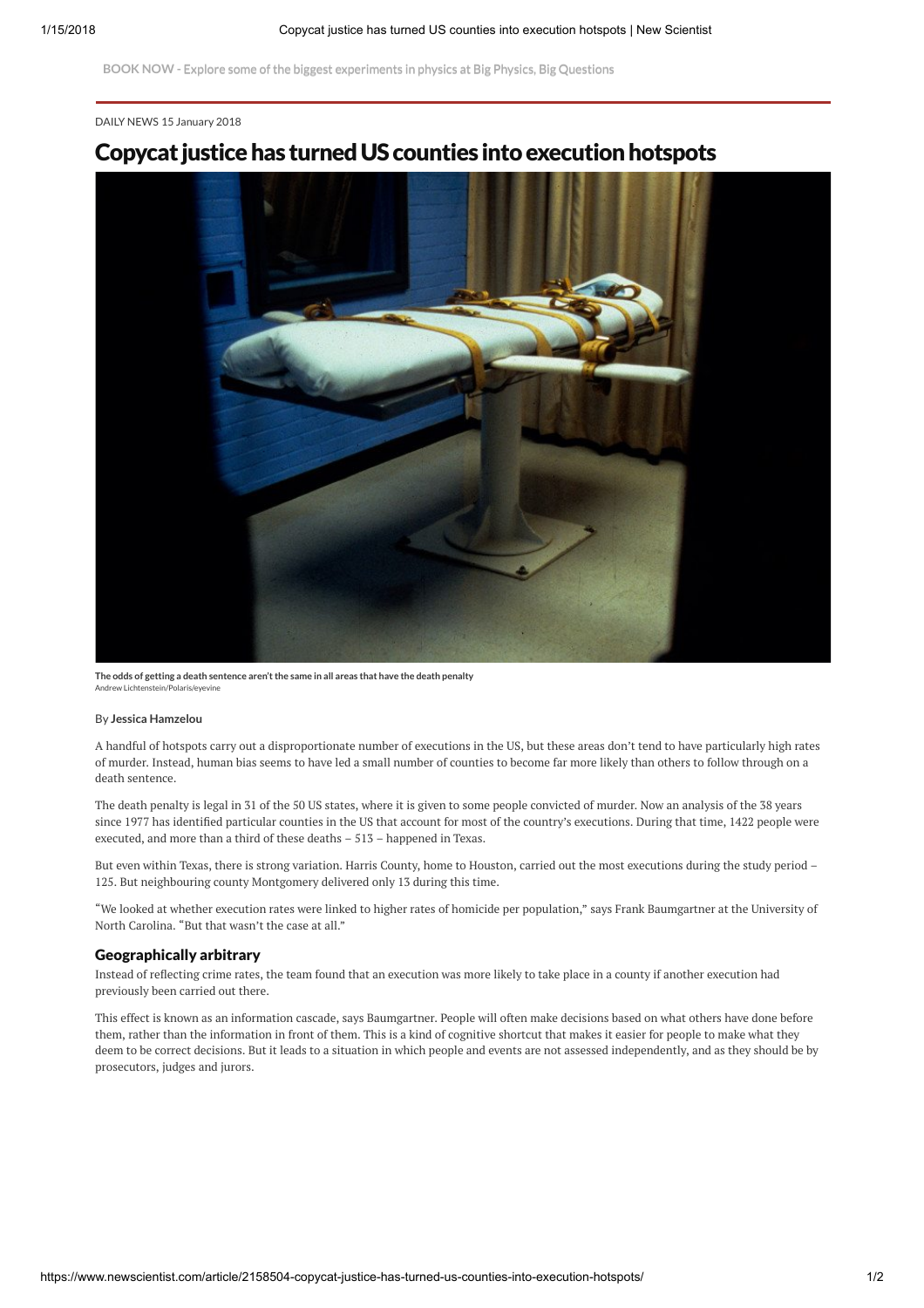BOOK NOW - Explore some of the biggest experiments in physics at Big Physics, Big Questions

DAILY NEWS 15 January 2018

# Copycat justice has turned US counties into execution hotspots

**The odds of getting a death sentence aren't the same in all areas that have the death penalty**
Andrew Lichtenstein/Polaris/eyevine

By **Jessica Hamzelou**

A handful of hotspots carry out a disproportionate number of executions in the US, but these areas don't tend to have particularly high rates of murder. Instead, human bias seems to have led a small number of counties to become far more likely than others to follow through on a death sentence.

The death penalty is legal in 31 of the 50 US states, where it is given to some people convicted of murder. Now an analysis of the 38 years since 1977 has identified particular counties in the US that account for most of the country's executions. During that time, 1422 people were executed, and more than a third of these deaths – 513 – happened in Texas.

But even within Texas, there is strong variation. Harris County, home to Houston, carried out the most executions during the study period – 125. But neighbouring county Montgomery delivered only 13 during this time.

"We looked at whether execution rates were linked to higher rates of homicide per population," says Frank Baumgartner at the University of North Carolina. "But that wasn't the case at all."

## Geographically arbitrary

Instead of reflecting crime rates, the team found that an execution was more likely to take place in a county if another execution had previously been carried out there.

This effect is known as an information cascade, says Baumgartner. People will often make decisions based on what others have done before them, rather than the information in front of them. This is a kind of cognitive shortcut that makes it easier for people to make what they deem to be correct decisions. But it leads to a situation in which people and events are not assessed independently, and as they should be by prosecutors, judges and jurors.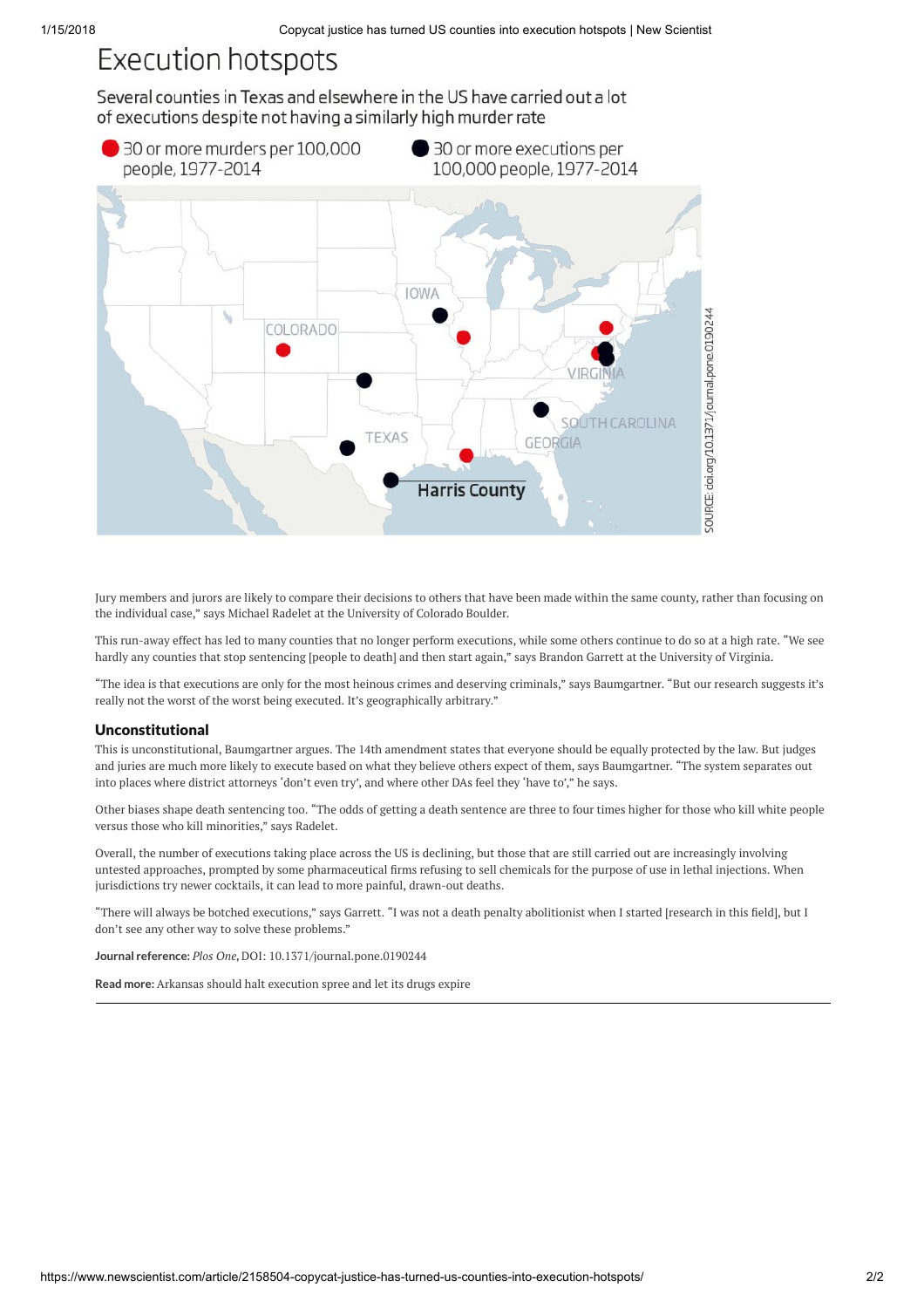## Execution hotspots

Several counties in Texas and elsewhere in the US have carried out a lot of executions despite not having a similarly high murder rate

30 or more murders per 100,000 people, 1977-2014

30 or more executions per 100,000 people, 1977-2014

IOWA

COLORADO

VIRGINIA

SOUTH CAROLINA

GEORGIA

TEXAS

Harris County

SOURCE: doi.org/10.1371/journal.pone.0190244

Jury members and jurors are likely to compare their decisions to others that have been made within the same county, rather than focusing on the individual case," says Michael Radelet at the University of Colorado Boulder.

This run-away effect has led to many counties that no longer perform executions, while some others continue to do so at a high rate. "We see hardly any counties that stop sentencing [people to death] and then start again," says Brandon Garrett at the University of Virginia.

"The idea is that executions are only for the most heinous crimes and deserving criminals," says Baumgartner. "But our research suggests it's really not the worst of the worst being executed. It's geographically arbitrary."

### Unconstitutional

This is unconstitutional, Baumgartner argues. The 14th amendment states that everyone should be equally protected by the law. But judges and juries are much more likely to execute based on what they believe others expect of them, says Baumgartner. "The system separates out into places where district attorneys 'don't even try', and where other DAs feel they 'have to'," he says.

Other biases shape death sentencing too. "The odds of getting a death sentence are three to four times higher for those who kill white people versus those who kill minorities," says Radelet.

Overall, the number of executions taking place across the US is declining, but those that are still carried out are increasingly involving untested approaches, prompted by some pharmaceutical firms refusing to sell chemicals for the purpose of use in lethal injections. When jurisdictions try newer cocktails, it can lead to more painful, drawn-out deaths.

"There will always be botched executions," says Garrett. "I was not a death penalty abolitionist when I started [research in this field], but I don't see any other way to solve these problems."

**Journal reference:** *Plos One*, DOI: 10.1371/journal.pone.0190244

**Read more:** Arkansas should halt execution spree and let its drugs expire